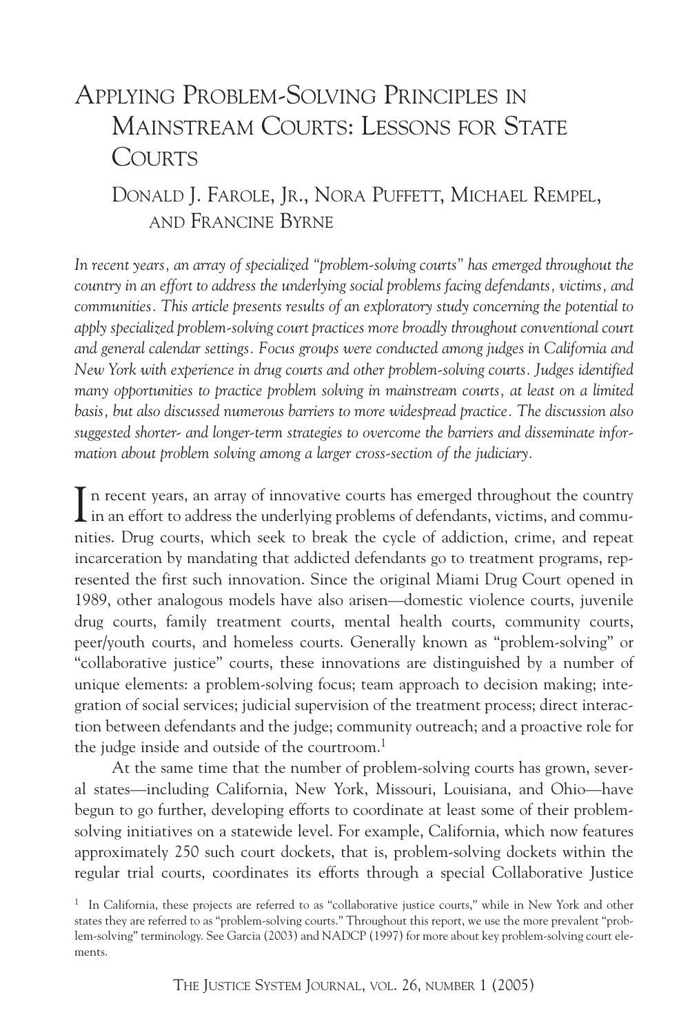# Applying Problem-Solving Principles in Mainstream Courts: Lessons for State Courts

Donald J. Farole, Jr., Nora Puffett, Michael Rempel, and Francine Byrne

*In recent years, an array of specialized "problem-solving courts" has emerged throughout the country in an effort to address the underlying social problems facing defendants, victims, and communities. This article presents results of an exploratory study concerning the potential to apply specialized problem-solving court practices more broadly throughout conventional court and general calendar settings. Focus groups were conducted among judges in California and New York with experience in drug courts and other problem-solving courts. Judges identified many opportunities to practice problem solving in mainstream courts, at least on a limited basis, but also discussed numerous barriers to more widespread practice. The discussion also suggested shorter- and longer-term strategies to overcome the barriers and disseminate information about problem solving among a larger cross-section of the judiciary.*

In recent years, an array of innovative courts has emerged throughout the country in an effort to address the underlying problems of defendants, victims, and communities. Drug courts, which seek to break the cycle of addiction, crime, and repeat incarceration by mandating that addicted defendants go to treatment programs, represented the first such innovation. Since the original Miami Drug Court opened in 1989, other analogous models have also arisen—domestic violence courts, juvenile drug courts, family treatment courts, mental health courts, community courts, peer/youth courts, and homeless courts. Generally known as "problem-solving" or "collaborative justice" courts, these innovations are distinguished by a number of unique elements: a problem-solving focus; team approach to decision making; integration of social services; judicial supervision of the treatment process; direct interaction between defendants and the judge; community outreach; and a proactive role for the judge inside and outside of the courtroom.[1]

At the same time that the number of problem-solving courts has grown, several states—including California, New York, Missouri, Louisiana, and Ohio—have begun to go further, developing efforts to coordinate at least some of their problem-solving initiatives on a statewide level. For example, California, which now features approximately 250 such court dockets, that is, problem-solving dockets within the regular trial courts, coordinates its efforts through a special Collaborative Justice

[1] In California, these projects are referred to as "collaborative justice courts," while in New York and other states they are referred to as "problem-solving courts." Throughout this report, we use the more prevalent "problem-solving" terminology. See Garcia (2003) and NADCP (1997) for more about key problem-solving court elements.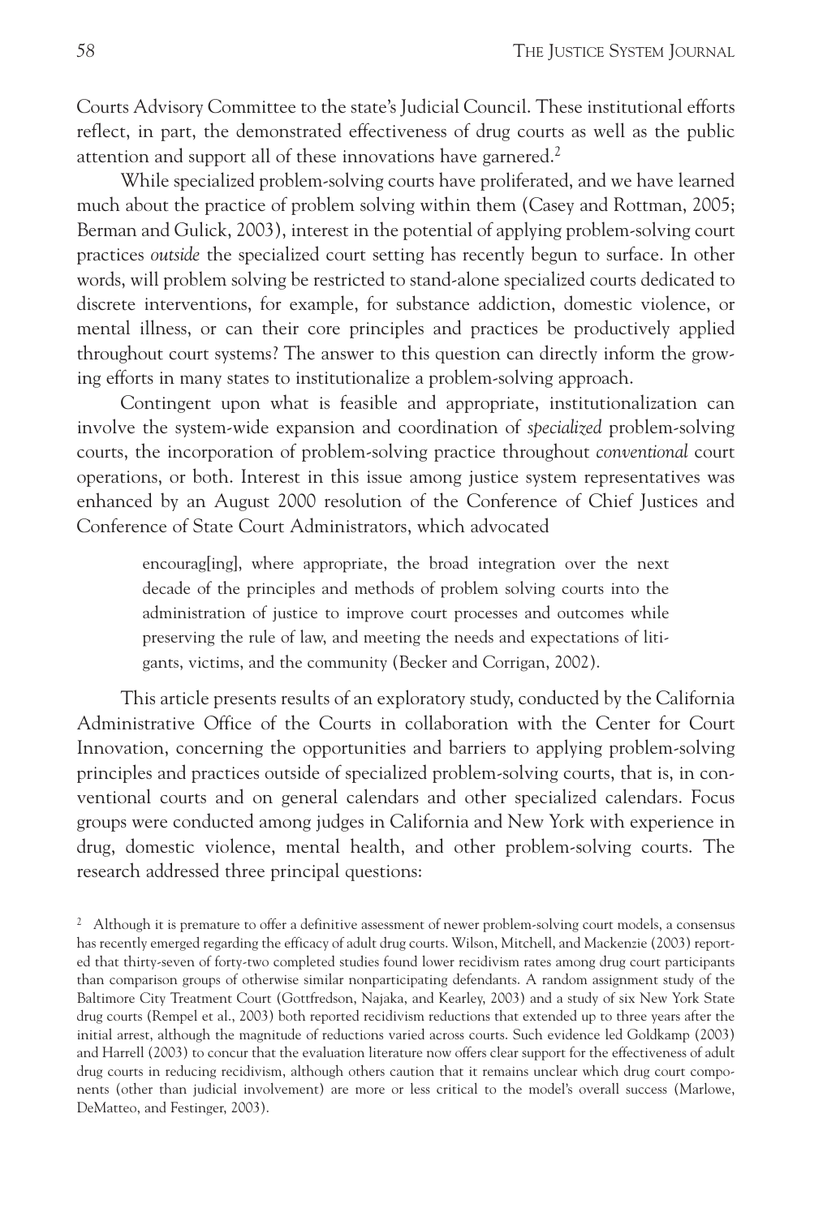Courts Advisory Committee to the state's Judicial Council. These institutional efforts reflect, in part, the demonstrated effectiveness of drug courts as well as the public attention and support all of these innovations have garnered.[2]

While specialized problem-solving courts have proliferated, and we have learned much about the practice of problem solving within them (Casey and Rottman, 2005; Berman and Gulick, 2003), interest in the potential of applying problem-solving court practices *outside* the specialized court setting has recently begun to surface. In other words, will problem solving be restricted to stand-alone specialized courts dedicated to discrete interventions, for example, for substance addiction, domestic violence, or mental illness, or can their core principles and practices be productively applied throughout court systems? The answer to this question can directly inform the growing efforts in many states to institutionalize a problem-solving approach.

Contingent upon what is feasible and appropriate, institutionalization can involve the system-wide expansion and coordination of *specialized* problem-solving courts, the incorporation of problem-solving practice throughout *conventional* court operations, or both. Interest in this issue among justice system representatives was enhanced by an August 2000 resolution of the Conference of Chief Justices and Conference of State Court Administrators, which advocated

> encourag[ing], where appropriate, the broad integration over the next decade of the principles and methods of problem solving courts into the administration of justice to improve court processes and outcomes while preserving the rule of law, and meeting the needs and expectations of litigants, victims, and the community (Becker and Corrigan, 2002).

This article presents results of an exploratory study, conducted by the California Administrative Office of the Courts in collaboration with the Center for Court Innovation, concerning the opportunities and barriers to applying problem-solving principles and practices outside of specialized problem-solving courts, that is, in conventional courts and on general calendars and other specialized calendars. Focus groups were conducted among judges in California and New York with experience in drug, domestic violence, mental health, and other problem-solving courts. The research addressed three principal questions:

[2] Although it is premature to offer a definitive assessment of newer problem-solving court models, a consensus has recently emerged regarding the efficacy of adult drug courts. Wilson, Mitchell, and Mackenzie (2003) reported that thirty-seven of forty-two completed studies found lower recidivism rates among drug court participants than comparison groups of otherwise similar nonparticipating defendants. A random assignment study of the Baltimore City Treatment Court (Gottfredson, Najaka, and Kearley, 2003) and a study of six New York State drug courts (Rempel et al., 2003) both reported recidivism reductions that extended up to three years after the initial arrest, although the magnitude of reductions varied across courts. Such evidence led Goldkamp (2003) and Harrell (2003) to concur that the evaluation literature now offers clear support for the effectiveness of adult drug courts in reducing recidivism, although others caution that it remains unclear which drug court components (other than judicial involvement) are more or less critical to the model's overall success (Marlowe, DeMatteo, and Festinger, 2003).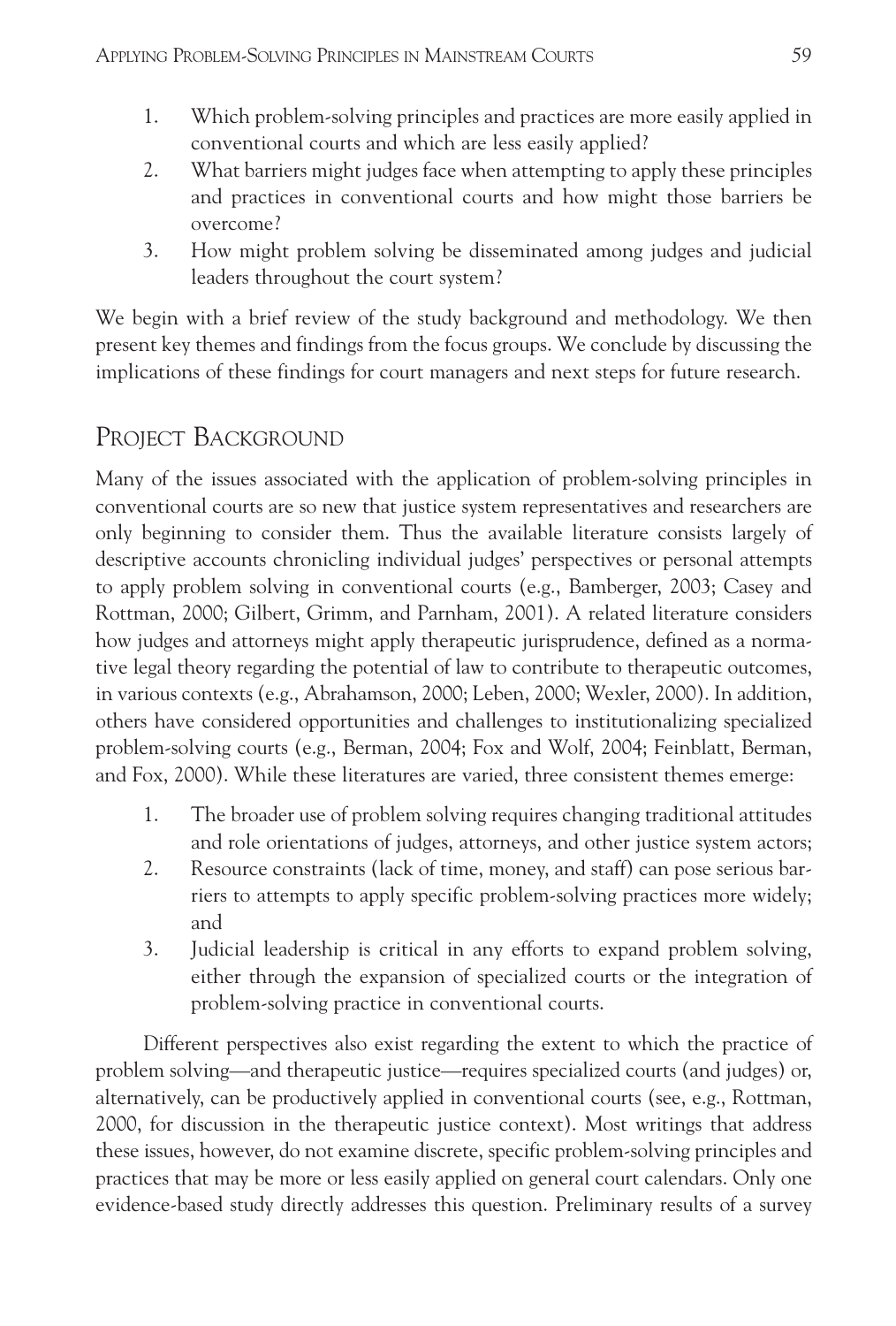1. Which problem-solving principles and practices are more easily applied in conventional courts and which are less easily applied?
2. What barriers might judges face when attempting to apply these principles and practices in conventional courts and how might those barriers be overcome?
3. How might problem solving be disseminated among judges and judicial leaders throughout the court system?

We begin with a brief review of the study background and methodology. We then present key themes and findings from the focus groups. We conclude by discussing the implications of these findings for court managers and next steps for future research.

## Project Background

Many of the issues associated with the application of problem-solving principles in conventional courts are so new that justice system representatives and researchers are only beginning to consider them. Thus the available literature consists largely of descriptive accounts chronicling individual judges' perspectives or personal attempts to apply problem solving in conventional courts (e.g., Bamberger, 2003; Casey and Rottman, 2000; Gilbert, Grimm, and Parnham, 2001). A related literature considers how judges and attorneys might apply therapeutic jurisprudence, defined as a normative legal theory regarding the potential of law to contribute to therapeutic outcomes, in various contexts (e.g., Abrahamson, 2000; Leben, 2000; Wexler, 2000). In addition, others have considered opportunities and challenges to institutionalizing specialized problem-solving courts (e.g., Berman, 2004; Fox and Wolf, 2004; Feinblatt, Berman, and Fox, 2000). While these literatures are varied, three consistent themes emerge:

1. The broader use of problem solving requires changing traditional attitudes and role orientations of judges, attorneys, and other justice system actors;
2. Resource constraints (lack of time, money, and staff) can pose serious barriers to attempts to apply specific problem-solving practices more widely; and
3. Judicial leadership is critical in any efforts to expand problem solving, either through the expansion of specialized courts or the integration of problem-solving practice in conventional courts.

Different perspectives also exist regarding the extent to which the practice of problem solving—and therapeutic justice—requires specialized courts (and judges) or, alternatively, can be productively applied in conventional courts (see, e.g., Rottman, 2000, for discussion in the therapeutic justice context). Most writings that address these issues, however, do not examine discrete, specific problem-solving principles and practices that may be more or less easily applied on general court calendars. Only one evidence-based study directly addresses this question. Preliminary results of a survey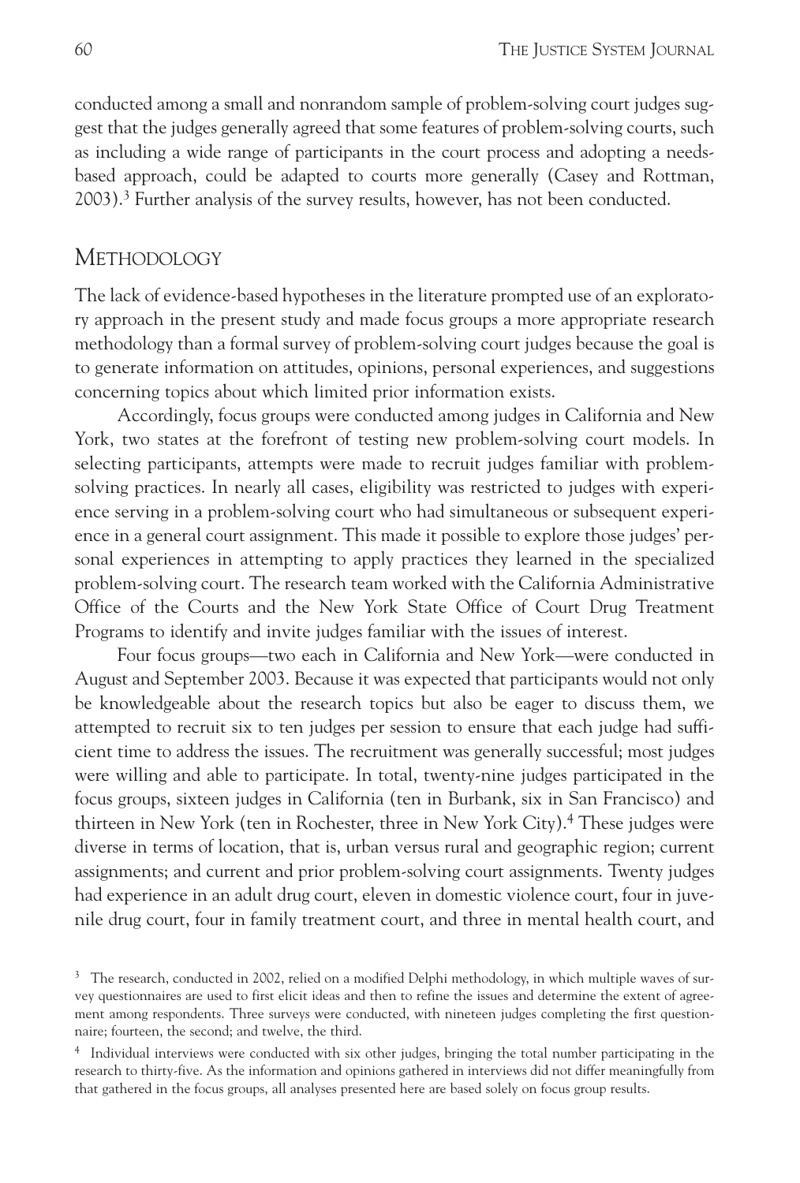conducted among a small and nonrandom sample of problem-solving court judges suggest that the judges generally agreed that some features of problem-solving courts, such as including a wide range of participants in the court process and adopting a needs-based approach, could be adapted to courts more generally (Casey and Rottman, 2003).[3] Further analysis of the survey results, however, has not been conducted.

## METHODOLOGY

The lack of evidence-based hypotheses in the literature prompted use of an exploratory approach in the present study and made focus groups a more appropriate research methodology than a formal survey of problem-solving court judges because the goal is to generate information on attitudes, opinions, personal experiences, and suggestions concerning topics about which limited prior information exists.

Accordingly, focus groups were conducted among judges in California and New York, two states at the forefront of testing new problem-solving court models. In selecting participants, attempts were made to recruit judges familiar with problem-solving practices. In nearly all cases, eligibility was restricted to judges with experience serving in a problem-solving court who had simultaneous or subsequent experience in a general court assignment. This made it possible to explore those judges' personal experiences in attempting to apply practices they learned in the specialized problem-solving court. The research team worked with the California Administrative Office of the Courts and the New York State Office of Court Drug Treatment Programs to identify and invite judges familiar with the issues of interest.

Four focus groups—two each in California and New York—were conducted in August and September 2003. Because it was expected that participants would not only be knowledgeable about the research topics but also be eager to discuss them, we attempted to recruit six to ten judges per session to ensure that each judge had sufficient time to address the issues. The recruitment was generally successful; most judges were willing and able to participate. In total, twenty-nine judges participated in the focus groups, sixteen judges in California (ten in Burbank, six in San Francisco) and thirteen in New York (ten in Rochester, three in New York City).[4] These judges were diverse in terms of location, that is, urban versus rural and geographic region; current assignments; and current and prior problem-solving court assignments. Twenty judges had experience in an adult drug court, eleven in domestic violence court, four in juvenile drug court, four in family treatment court, and three in mental health court, and

---

[3] The research, conducted in 2002, relied on a modified Delphi methodology, in which multiple waves of survey questionnaires are used to first elicit ideas and then to refine the issues and determine the extent of agreement among respondents. Three surveys were conducted, with nineteen judges completing the first questionnaire; fourteen, the second; and twelve, the third.

[4] Individual interviews were conducted with six other judges, bringing the total number participating in the research to thirty-five. As the information and opinions gathered in interviews did not differ meaningfully from that gathered in the focus groups, all analyses presented here are based solely on focus group results.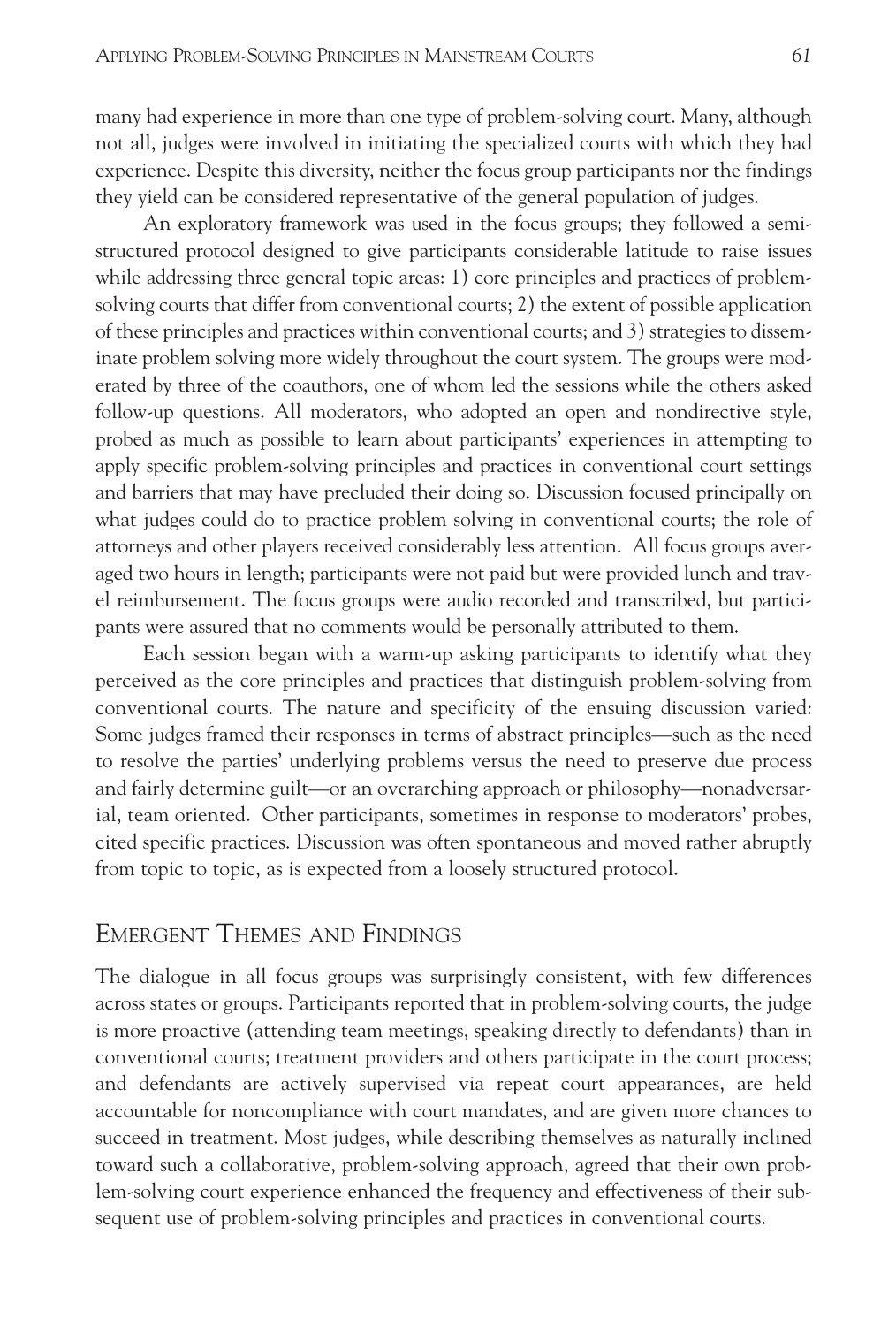many had experience in more than one type of problem-solving court. Many, although not all, judges were involved in initiating the specialized courts with which they had experience. Despite this diversity, neither the focus group participants nor the findings they yield can be considered representative of the general population of judges.

An exploratory framework was used in the focus groups; they followed a semi-structured protocol designed to give participants considerable latitude to raise issues while addressing three general topic areas: 1) core principles and practices of problem-solving courts that differ from conventional courts; 2) the extent of possible application of these principles and practices within conventional courts; and 3) strategies to disseminate problem solving more widely throughout the court system. The groups were moderated by three of the coauthors, one of whom led the sessions while the others asked follow-up questions. All moderators, who adopted an open and nondirective style, probed as much as possible to learn about participants' experiences in attempting to apply specific problem-solving principles and practices in conventional court settings and barriers that may have precluded their doing so. Discussion focused principally on what judges could do to practice problem solving in conventional courts; the role of attorneys and other players received considerably less attention. All focus groups averaged two hours in length; participants were not paid but were provided lunch and travel reimbursement. The focus groups were audio recorded and transcribed, but participants were assured that no comments would be personally attributed to them.

Each session began with a warm-up asking participants to identify what they perceived as the core principles and practices that distinguish problem-solving from conventional courts. The nature and specificity of the ensuing discussion varied: Some judges framed their responses in terms of abstract principles—such as the need to resolve the parties' underlying problems versus the need to preserve due process and fairly determine guilt—or an overarching approach or philosophy—nonadversarial, team oriented. Other participants, sometimes in response to moderators' probes, cited specific practices. Discussion was often spontaneous and moved rather abruptly from topic to topic, as is expected from a loosely structured protocol.

## Emergent Themes and Findings

The dialogue in all focus groups was surprisingly consistent, with few differences across states or groups. Participants reported that in problem-solving courts, the judge is more proactive (attending team meetings, speaking directly to defendants) than in conventional courts; treatment providers and others participate in the court process; and defendants are actively supervised via repeat court appearances, are held accountable for noncompliance with court mandates, and are given more chances to succeed in treatment. Most judges, while describing themselves as naturally inclined toward such a collaborative, problem-solving approach, agreed that their own problem-solving court experience enhanced the frequency and effectiveness of their subsequent use of problem-solving principles and practices in conventional courts.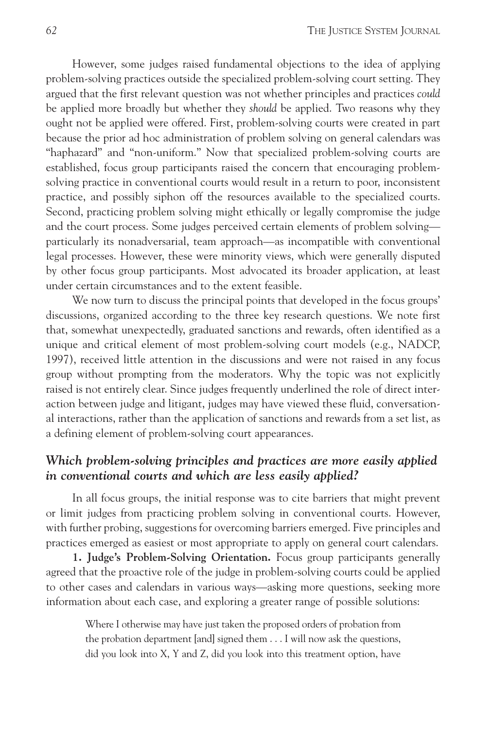However, some judges raised fundamental objections to the idea of applying problem-solving practices outside the specialized problem-solving court setting. They argued that the first relevant question was not whether principles and practices *could* be applied more broadly but whether they *should* be applied. Two reasons why they ought not be applied were offered. First, problem-solving courts were created in part because the prior ad hoc administration of problem solving on general calendars was "haphazard" and "non-uniform." Now that specialized problem-solving courts are established, focus group participants raised the concern that encouraging problem-solving practice in conventional courts would result in a return to poor, inconsistent practice, and possibly siphon off the resources available to the specialized courts. Second, practicing problem solving might ethically or legally compromise the judge and the court process. Some judges perceived certain elements of problem solving—particularly its nonadversarial, team approach—as incompatible with conventional legal processes. However, these were minority views, which were generally disputed by other focus group participants. Most advocated its broader application, at least under certain circumstances and to the extent feasible.

We now turn to discuss the principal points that developed in the focus groups' discussions, organized according to the three key research questions. We note first that, somewhat unexpectedly, graduated sanctions and rewards, often identified as a unique and critical element of most problem-solving court models (e.g., NADCP, 1997), received little attention in the discussions and were not raised in any focus group without prompting from the moderators. Why the topic was not explicitly raised is not entirely clear. Since judges frequently underlined the role of direct interaction between judge and litigant, judges may have viewed these fluid, conversational interactions, rather than the application of sanctions and rewards from a set list, as a defining element of problem-solving court appearances.

### *Which problem-solving principles and practices are more easily applied in conventional courts and which are less easily applied?*

In all focus groups, the initial response was to cite barriers that might prevent or limit judges from practicing problem solving in conventional courts. However, with further probing, suggestions for overcoming barriers emerged. Five principles and practices emerged as easiest or most appropriate to apply on general court calendars.

**1. Judge's Problem-Solving Orientation.** Focus group participants generally agreed that the proactive role of the judge in problem-solving courts could be applied to other cases and calendars in various ways—asking more questions, seeking more information about each case, and exploring a greater range of possible solutions:

> Where I otherwise may have just taken the proposed orders of probation from the probation department [and] signed them . . . I will now ask the questions, did you look into X, Y and Z, did you look into this treatment option, have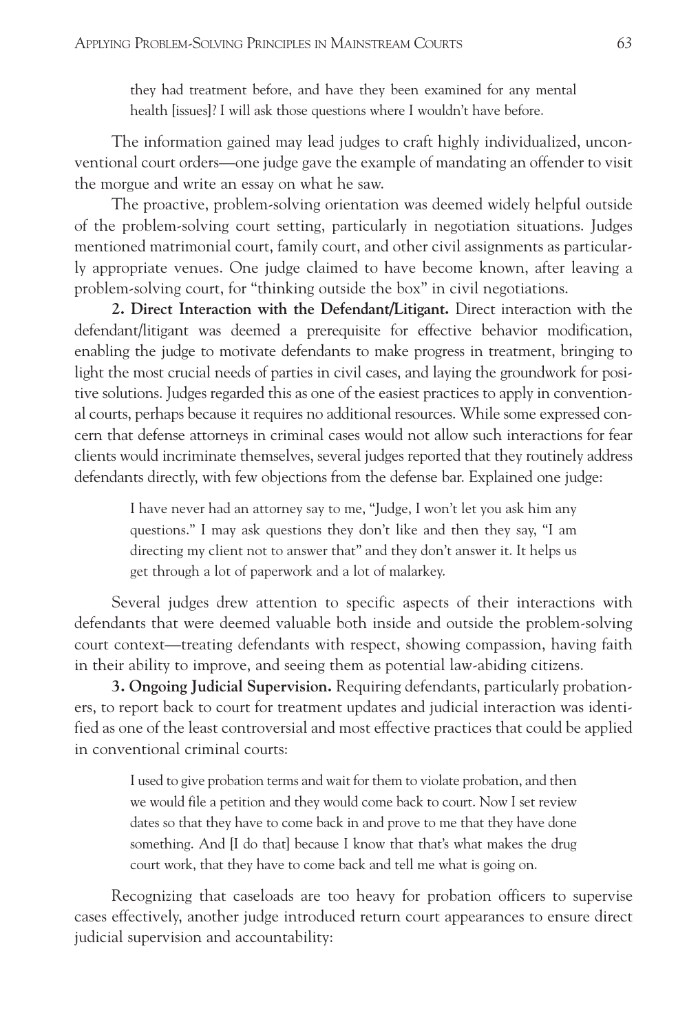> they had treatment before, and have they been examined for any mental health [issues]? I will ask those questions where I wouldn't have before.

The information gained may lead judges to craft highly individualized, unconventional court orders—one judge gave the example of mandating an offender to visit the morgue and write an essay on what he saw.

The proactive, problem-solving orientation was deemed widely helpful outside of the problem-solving court setting, particularly in negotiation situations. Judges mentioned matrimonial court, family court, and other civil assignments as particularly appropriate venues. One judge claimed to have become known, after leaving a problem-solving court, for "thinking outside the box" in civil negotiations.

**2. Direct Interaction with the Defendant/Litigant.** Direct interaction with the defendant/litigant was deemed a prerequisite for effective behavior modification, enabling the judge to motivate defendants to make progress in treatment, bringing to light the most crucial needs of parties in civil cases, and laying the groundwork for positive solutions. Judges regarded this as one of the easiest practices to apply in conventional courts, perhaps because it requires no additional resources. While some expressed concern that defense attorneys in criminal cases would not allow such interactions for fear clients would incriminate themselves, several judges reported that they routinely address defendants directly, with few objections from the defense bar. Explained one judge:

> I have never had an attorney say to me, "Judge, I won't let you ask him any questions." I may ask questions they don't like and then they say, "I am directing my client not to answer that" and they don't answer it. It helps us get through a lot of paperwork and a lot of malarkey.

Several judges drew attention to specific aspects of their interactions with defendants that were deemed valuable both inside and outside the problem-solving court context—treating defendants with respect, showing compassion, having faith in their ability to improve, and seeing them as potential law-abiding citizens.

**3. Ongoing Judicial Supervision.** Requiring defendants, particularly probationers, to report back to court for treatment updates and judicial interaction was identified as one of the least controversial and most effective practices that could be applied in conventional criminal courts:

> I used to give probation terms and wait for them to violate probation, and then we would file a petition and they would come back to court. Now I set review dates so that they have to come back in and prove to me that they have done something. And [I do that] because I know that that's what makes the drug court work, that they have to come back and tell me what is going on.

Recognizing that caseloads are too heavy for probation officers to supervise cases effectively, another judge introduced return court appearances to ensure direct judicial supervision and accountability: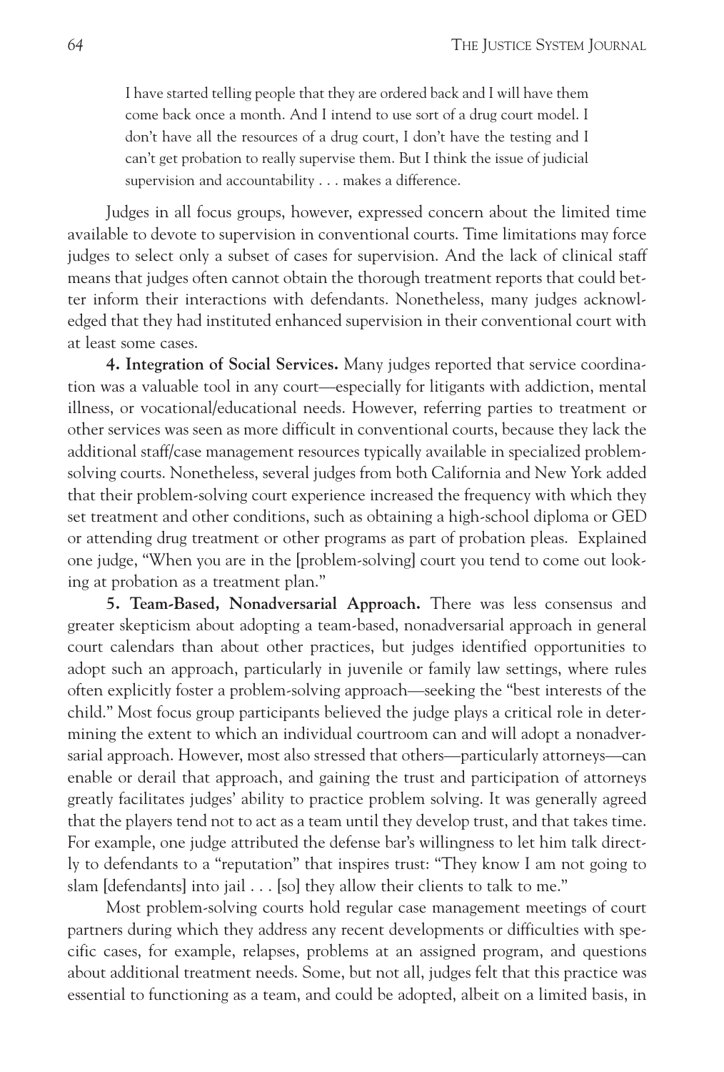> I have started telling people that they are ordered back and I will have them come back once a month. And I intend to use sort of a drug court model. I don't have all the resources of a drug court, I don't have the testing and I can't get probation to really supervise them. But I think the issue of judicial supervision and accountability . . . makes a difference.

Judges in all focus groups, however, expressed concern about the limited time available to devote to supervision in conventional courts. Time limitations may force judges to select only a subset of cases for supervision. And the lack of clinical staff means that judges often cannot obtain the thorough treatment reports that could better inform their interactions with defendants. Nonetheless, many judges acknowledged that they had instituted enhanced supervision in their conventional court with at least some cases.

**4. Integration of Social Services.** Many judges reported that service coordination was a valuable tool in any court—especially for litigants with addiction, mental illness, or vocational/educational needs. However, referring parties to treatment or other services was seen as more difficult in conventional courts, because they lack the additional staff/case management resources typically available in specialized problem-solving courts. Nonetheless, several judges from both California and New York added that their problem-solving court experience increased the frequency with which they set treatment and other conditions, such as obtaining a high-school diploma or GED or attending drug treatment or other programs as part of probation pleas. Explained one judge, "When you are in the [problem-solving] court you tend to come out looking at probation as a treatment plan."

**5. Team-Based, Nonadversarial Approach.** There was less consensus and greater skepticism about adopting a team-based, nonadversarial approach in general court calendars than about other practices, but judges identified opportunities to adopt such an approach, particularly in juvenile or family law settings, where rules often explicitly foster a problem-solving approach—seeking the "best interests of the child." Most focus group participants believed the judge plays a critical role in determining the extent to which an individual courtroom can and will adopt a nonadversarial approach. However, most also stressed that others—particularly attorneys—can enable or derail that approach, and gaining the trust and participation of attorneys greatly facilitates judges' ability to practice problem solving. It was generally agreed that the players tend not to act as a team until they develop trust, and that takes time. For example, one judge attributed the defense bar's willingness to let him talk directly to defendants to a "reputation" that inspires trust: "They know I am not going to slam [defendants] into jail . . . [so] they allow their clients to talk to me."

Most problem-solving courts hold regular case management meetings of court partners during which they address any recent developments or difficulties with specific cases, for example, relapses, problems at an assigned program, and questions about additional treatment needs. Some, but not all, judges felt that this practice was essential to functioning as a team, and could be adopted, albeit on a limited basis, in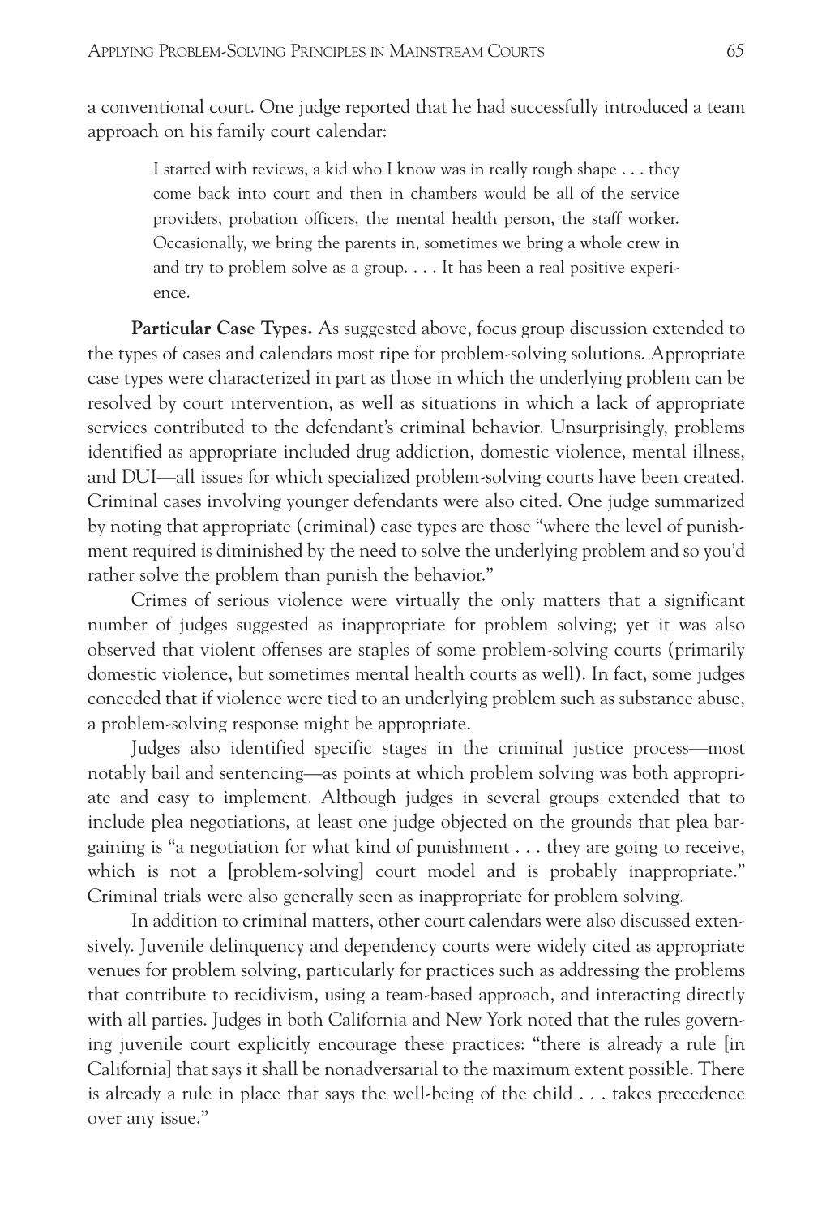a conventional court. One judge reported that he had successfully introduced a team approach on his family court calendar:

> I started with reviews, a kid who I know was in really rough shape . . . they come back into court and then in chambers would be all of the service providers, probation officers, the mental health person, the staff worker. Occasionally, we bring the parents in, sometimes we bring a whole crew in and try to problem solve as a group. . . . It has been a real positive experience.

**Particular Case Types.** As suggested above, focus group discussion extended to the types of cases and calendars most ripe for problem-solving solutions. Appropriate case types were characterized in part as those in which the underlying problem can be resolved by court intervention, as well as situations in which a lack of appropriate services contributed to the defendant's criminal behavior. Unsurprisingly, problems identified as appropriate included drug addiction, domestic violence, mental illness, and DUI—all issues for which specialized problem-solving courts have been created. Criminal cases involving younger defendants were also cited. One judge summarized by noting that appropriate (criminal) case types are those "where the level of punishment required is diminished by the need to solve the underlying problem and so you'd rather solve the problem than punish the behavior."

Crimes of serious violence were virtually the only matters that a significant number of judges suggested as inappropriate for problem solving; yet it was also observed that violent offenses are staples of some problem-solving courts (primarily domestic violence, but sometimes mental health courts as well). In fact, some judges conceded that if violence were tied to an underlying problem such as substance abuse, a problem-solving response might be appropriate.

Judges also identified specific stages in the criminal justice process—most notably bail and sentencing—as points at which problem solving was both appropriate and easy to implement. Although judges in several groups extended that to include plea negotiations, at least one judge objected on the grounds that plea bargaining is "a negotiation for what kind of punishment . . . they are going to receive, which is not a [problem-solving] court model and is probably inappropriate." Criminal trials were also generally seen as inappropriate for problem solving.

In addition to criminal matters, other court calendars were also discussed extensively. Juvenile delinquency and dependency courts were widely cited as appropriate venues for problem solving, particularly for practices such as addressing the problems that contribute to recidivism, using a team-based approach, and interacting directly with all parties. Judges in both California and New York noted that the rules governing juvenile court explicitly encourage these practices: "there is already a rule [in California] that says it shall be nonadversarial to the maximum extent possible. There is already a rule in place that says the well-being of the child . . . takes precedence over any issue."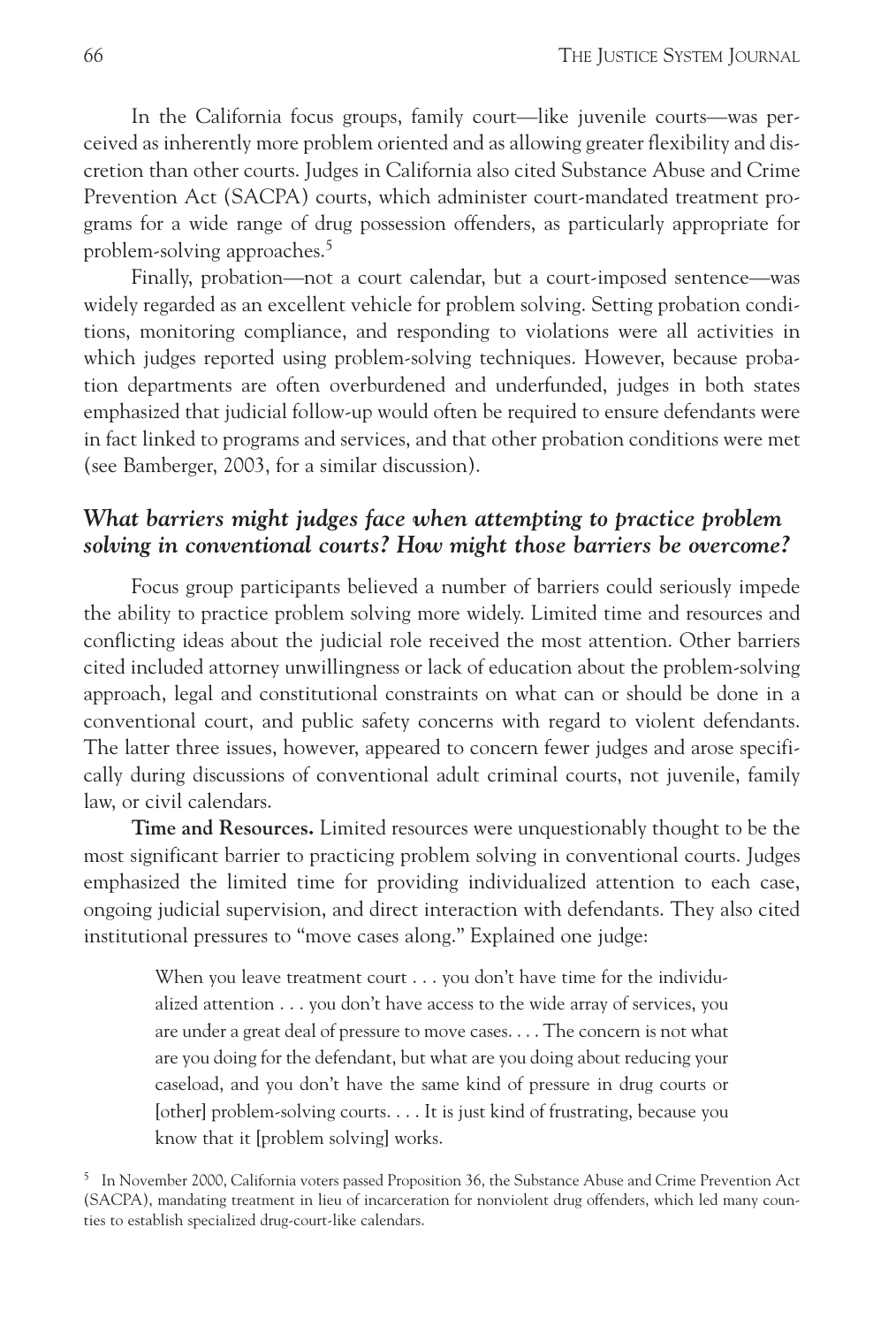In the California focus groups, family court—like juvenile courts—was perceived as inherently more problem oriented and as allowing greater flexibility and discretion than other courts. Judges in California also cited Substance Abuse and Crime Prevention Act (SACPA) courts, which administer court-mandated treatment programs for a wide range of drug possession offenders, as particularly appropriate for problem-solving approaches.[5]

Finally, probation—not a court calendar, but a court-imposed sentence—was widely regarded as an excellent vehicle for problem solving. Setting probation conditions, monitoring compliance, and responding to violations were all activities in which judges reported using problem-solving techniques. However, because probation departments are often overburdened and underfunded, judges in both states emphasized that judicial follow-up would often be required to ensure defendants were in fact linked to programs and services, and that other probation conditions were met (see Bamberger, 2003, for a similar discussion).

### *What barriers might judges face when attempting to practice problem solving in conventional courts? How might those barriers be overcome?*

Focus group participants believed a number of barriers could seriously impede the ability to practice problem solving more widely. Limited time and resources and conflicting ideas about the judicial role received the most attention. Other barriers cited included attorney unwillingness or lack of education about the problem-solving approach, legal and constitutional constraints on what can or should be done in a conventional court, and public safety concerns with regard to violent defendants. The latter three issues, however, appeared to concern fewer judges and arose specifically during discussions of conventional adult criminal courts, not juvenile, family law, or civil calendars.

**Time and Resources.** Limited resources were unquestionably thought to be the most significant barrier to practicing problem solving in conventional courts. Judges emphasized the limited time for providing individualized attention to each case, ongoing judicial supervision, and direct interaction with defendants. They also cited institutional pressures to "move cases along." Explained one judge:

> When you leave treatment court . . . you don't have time for the individualized attention . . . you don't have access to the wide array of services, you are under a great deal of pressure to move cases. . . . The concern is not what are you doing for the defendant, but what are you doing about reducing your caseload, and you don't have the same kind of pressure in drug courts or [other] problem-solving courts. . . . It is just kind of frustrating, because you know that it [problem solving] works.

[5] In November 2000, California voters passed Proposition 36, the Substance Abuse and Crime Prevention Act (SACPA), mandating treatment in lieu of incarceration for nonviolent drug offenders, which led many counties to establish specialized drug-court-like calendars.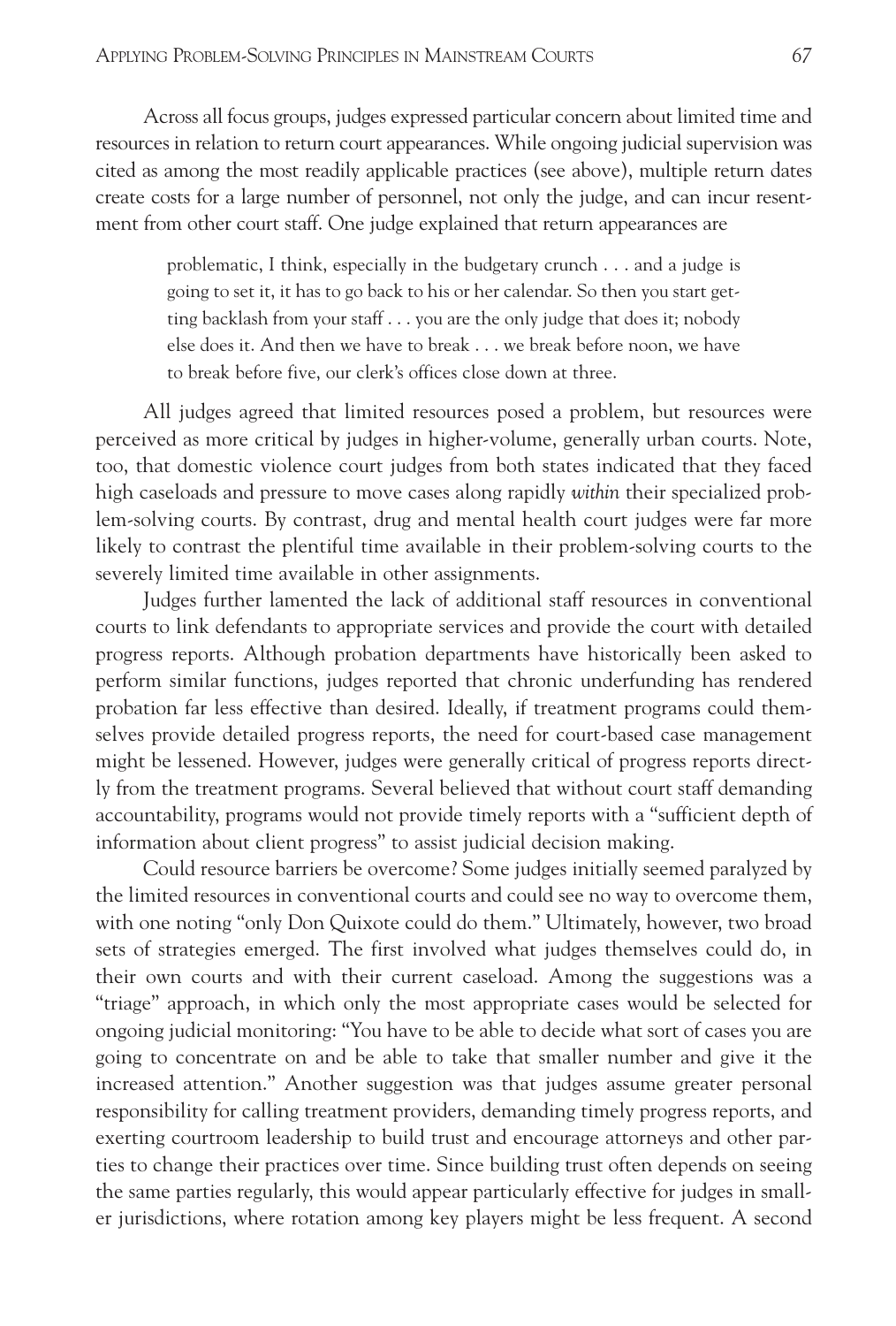Across all focus groups, judges expressed particular concern about limited time and resources in relation to return court appearances. While ongoing judicial supervision was cited as among the most readily applicable practices (see above), multiple return dates create costs for a large number of personnel, not only the judge, and can incur resentment from other court staff. One judge explained that return appearances are

> problematic, I think, especially in the budgetary crunch . . . and a judge is going to set it, it has to go back to his or her calendar. So then you start getting backlash from your staff . . . you are the only judge that does it; nobody else does it. And then we have to break . . . we break before noon, we have to break before five, our clerk's offices close down at three.

All judges agreed that limited resources posed a problem, but resources were perceived as more critical by judges in higher-volume, generally urban courts. Note, too, that domestic violence court judges from both states indicated that they faced high caseloads and pressure to move cases along rapidly *within* their specialized problem-solving courts. By contrast, drug and mental health court judges were far more likely to contrast the plentiful time available in their problem-solving courts to the severely limited time available in other assignments.

Judges further lamented the lack of additional staff resources in conventional courts to link defendants to appropriate services and provide the court with detailed progress reports. Although probation departments have historically been asked to perform similar functions, judges reported that chronic underfunding has rendered probation far less effective than desired. Ideally, if treatment programs could themselves provide detailed progress reports, the need for court-based case management might be lessened. However, judges were generally critical of progress reports directly from the treatment programs. Several believed that without court staff demanding accountability, programs would not provide timely reports with a "sufficient depth of information about client progress" to assist judicial decision making.

Could resource barriers be overcome? Some judges initially seemed paralyzed by the limited resources in conventional courts and could see no way to overcome them, with one noting "only Don Quixote could do them." Ultimately, however, two broad sets of strategies emerged. The first involved what judges themselves could do, in their own courts and with their current caseload. Among the suggestions was a "triage" approach, in which only the most appropriate cases would be selected for ongoing judicial monitoring: "You have to be able to decide what sort of cases you are going to concentrate on and be able to take that smaller number and give it the increased attention." Another suggestion was that judges assume greater personal responsibility for calling treatment providers, demanding timely progress reports, and exerting courtroom leadership to build trust and encourage attorneys and other parties to change their practices over time. Since building trust often depends on seeing the same parties regularly, this would appear particularly effective for judges in smaller jurisdictions, where rotation among key players might be less frequent. A second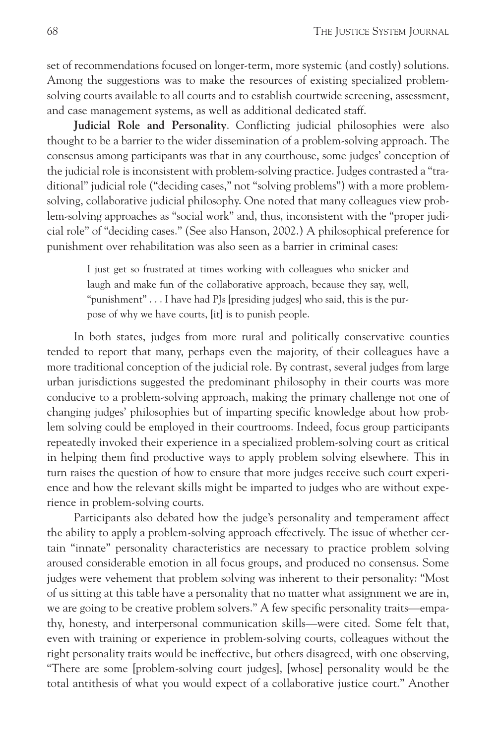set of recommendations focused on longer-term, more systemic (and costly) solutions. Among the suggestions was to make the resources of existing specialized problem-solving courts available to all courts and to establish courtwide screening, assessment, and case management systems, as well as additional dedicated staff.

**Judicial Role and Personality**. Conflicting judicial philosophies were also thought to be a barrier to the wider dissemination of a problem-solving approach. The consensus among participants was that in any courthouse, some judges' conception of the judicial role is inconsistent with problem-solving practice. Judges contrasted a "traditional" judicial role ("deciding cases," not "solving problems") with a more problem-solving, collaborative judicial philosophy. One noted that many colleagues view problem-solving approaches as "social work" and, thus, inconsistent with the "proper judicial role" of "deciding cases." (See also Hanson, 2002.) A philosophical preference for punishment over rehabilitation was also seen as a barrier in criminal cases:

> I just get so frustrated at times working with colleagues who snicker and laugh and make fun of the collaborative approach, because they say, well, "punishment" . . . I have had PJs [presiding judges] who said, this is the purpose of why we have courts, [it] is to punish people.

In both states, judges from more rural and politically conservative counties tended to report that many, perhaps even the majority, of their colleagues have a more traditional conception of the judicial role. By contrast, several judges from large urban jurisdictions suggested the predominant philosophy in their courts was more conducive to a problem-solving approach, making the primary challenge not one of changing judges' philosophies but of imparting specific knowledge about how problem solving could be employed in their courtrooms. Indeed, focus group participants repeatedly invoked their experience in a specialized problem-solving court as critical in helping them find productive ways to apply problem solving elsewhere. This in turn raises the question of how to ensure that more judges receive such court experience and how the relevant skills might be imparted to judges who are without experience in problem-solving courts.

Participants also debated how the judge's personality and temperament affect the ability to apply a problem-solving approach effectively. The issue of whether certain "innate" personality characteristics are necessary to practice problem solving aroused considerable emotion in all focus groups, and produced no consensus. Some judges were vehement that problem solving was inherent to their personality: "Most of us sitting at this table have a personality that no matter what assignment we are in, we are going to be creative problem solvers." A few specific personality traits—empathy, honesty, and interpersonal communication skills—were cited. Some felt that, even with training or experience in problem-solving courts, colleagues without the right personality traits would be ineffective, but others disagreed, with one observing, "There are some [problem-solving court judges], [whose] personality would be the total antithesis of what you would expect of a collaborative justice court." Another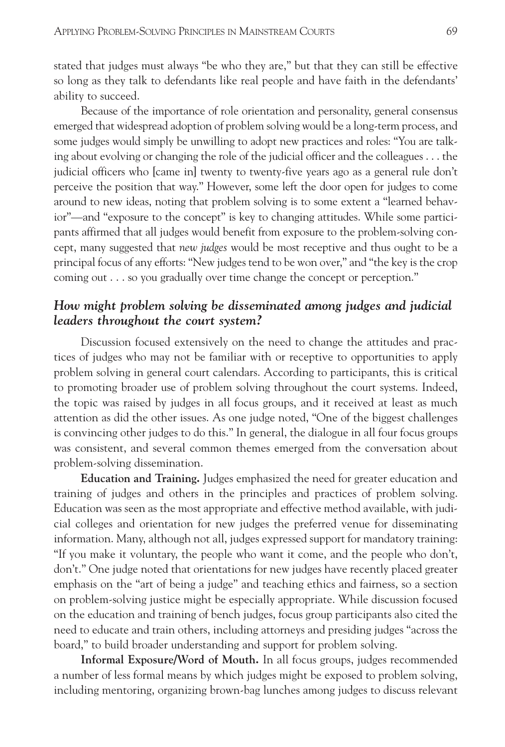stated that judges must always "be who they are," but that they can still be effective so long as they talk to defendants like real people and have faith in the defendants' ability to succeed.

Because of the importance of role orientation and personality, general consensus emerged that widespread adoption of problem solving would be a long-term process, and some judges would simply be unwilling to adopt new practices and roles: "You are talking about evolving or changing the role of the judicial officer and the colleagues . . . the judicial officers who [came in] twenty to twenty-five years ago as a general rule don't perceive the position that way." However, some left the door open for judges to come around to new ideas, noting that problem solving is to some extent a "learned behavior"—and "exposure to the concept" is key to changing attitudes. While some participants affirmed that all judges would benefit from exposure to the problem-solving concept, many suggested that *new judges* would be most receptive and thus ought to be a principal focus of any efforts: "New judges tend to be won over," and "the key is the crop coming out . . . so you gradually over time change the concept or perception."

### *How might problem solving be disseminated among judges and judicial leaders throughout the court system?*

Discussion focused extensively on the need to change the attitudes and practices of judges who may not be familiar with or receptive to opportunities to apply problem solving in general court calendars. According to participants, this is critical to promoting broader use of problem solving throughout the court systems. Indeed, the topic was raised by judges in all focus groups, and it received at least as much attention as did the other issues. As one judge noted, "One of the biggest challenges is convincing other judges to do this." In general, the dialogue in all four focus groups was consistent, and several common themes emerged from the conversation about problem-solving dissemination.

**Education and Training.** Judges emphasized the need for greater education and training of judges and others in the principles and practices of problem solving. Education was seen as the most appropriate and effective method available, with judicial colleges and orientation for new judges the preferred venue for disseminating information. Many, although not all, judges expressed support for mandatory training: "If you make it voluntary, the people who want it come, and the people who don't, don't." One judge noted that orientations for new judges have recently placed greater emphasis on the "art of being a judge" and teaching ethics and fairness, so a section on problem-solving justice might be especially appropriate. While discussion focused on the education and training of bench judges, focus group participants also cited the need to educate and train others, including attorneys and presiding judges "across the board," to build broader understanding and support for problem solving.

**Informal Exposure/Word of Mouth.** In all focus groups, judges recommended a number of less formal means by which judges might be exposed to problem solving, including mentoring, organizing brown-bag lunches among judges to discuss relevant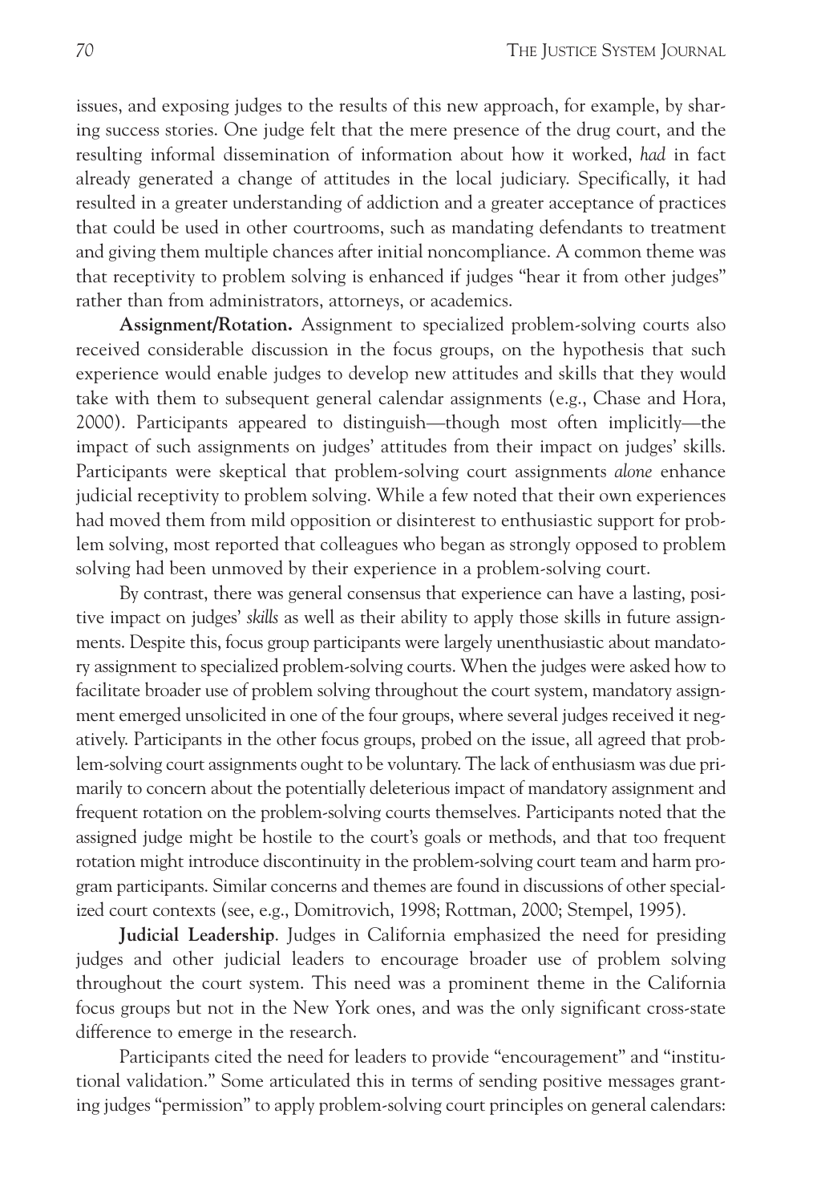issues, and exposing judges to the results of this new approach, for example, by sharing success stories. One judge felt that the mere presence of the drug court, and the resulting informal dissemination of information about how it worked, *had* in fact already generated a change of attitudes in the local judiciary. Specifically, it had resulted in a greater understanding of addiction and a greater acceptance of practices that could be used in other courtrooms, such as mandating defendants to treatment and giving them multiple chances after initial noncompliance. A common theme was that receptivity to problem solving is enhanced if judges "hear it from other judges" rather than from administrators, attorneys, or academics.

**Assignment/Rotation.** Assignment to specialized problem-solving courts also received considerable discussion in the focus groups, on the hypothesis that such experience would enable judges to develop new attitudes and skills that they would take with them to subsequent general calendar assignments (e.g., Chase and Hora, 2000). Participants appeared to distinguish—though most often implicitly—the impact of such assignments on judges' attitudes from their impact on judges' skills. Participants were skeptical that problem-solving court assignments *alone* enhance judicial receptivity to problem solving. While a few noted that their own experiences had moved them from mild opposition or disinterest to enthusiastic support for problem solving, most reported that colleagues who began as strongly opposed to problem solving had been unmoved by their experience in a problem-solving court.

By contrast, there was general consensus that experience can have a lasting, positive impact on judges' *skills* as well as their ability to apply those skills in future assignments. Despite this, focus group participants were largely unenthusiastic about mandatory assignment to specialized problem-solving courts. When the judges were asked how to facilitate broader use of problem solving throughout the court system, mandatory assignment emerged unsolicited in one of the four groups, where several judges received it negatively. Participants in the other focus groups, probed on the issue, all agreed that problem-solving court assignments ought to be voluntary. The lack of enthusiasm was due primarily to concern about the potentially deleterious impact of mandatory assignment and frequent rotation on the problem-solving courts themselves. Participants noted that the assigned judge might be hostile to the court's goals or methods, and that too frequent rotation might introduce discontinuity in the problem-solving court team and harm program participants. Similar concerns and themes are found in discussions of other specialized court contexts (see, e.g., Domitrovich, 1998; Rottman, 2000; Stempel, 1995).

**Judicial Leadership**. Judges in California emphasized the need for presiding judges and other judicial leaders to encourage broader use of problem solving throughout the court system. This need was a prominent theme in the California focus groups but not in the New York ones, and was the only significant cross-state difference to emerge in the research.

Participants cited the need for leaders to provide "encouragement" and "institutional validation." Some articulated this in terms of sending positive messages granting judges "permission" to apply problem-solving court principles on general calendars: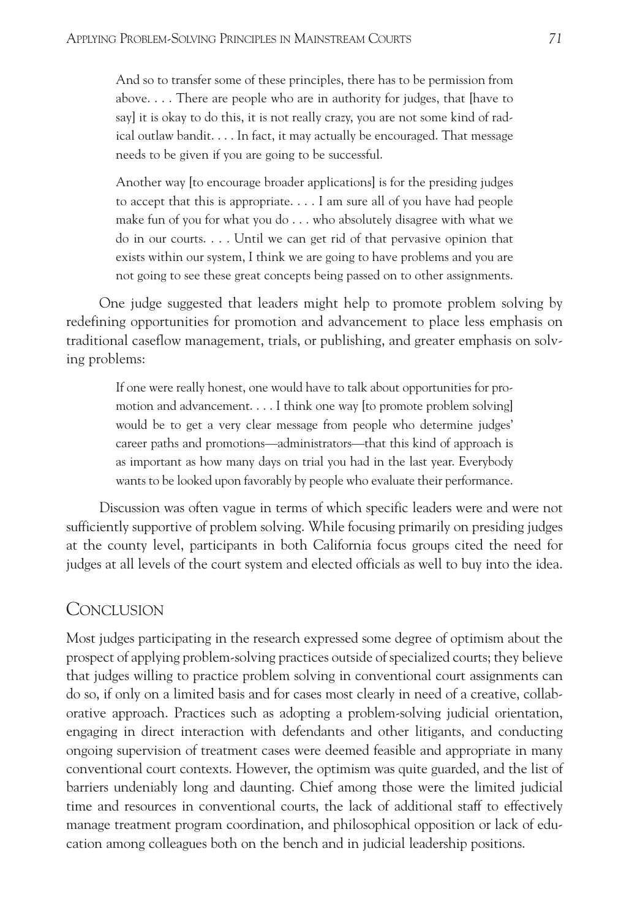> And so to transfer some of these principles, there has to be permission from above. . . . There are people who are in authority for judges, that [have to say] it is okay to do this, it is not really crazy, you are not some kind of radical outlaw bandit. . . . In fact, it may actually be encouraged. That message needs to be given if you are going to be successful.

> Another way [to encourage broader applications] is for the presiding judges to accept that this is appropriate. . . . I am sure all of you have had people make fun of you for what you do . . . who absolutely disagree with what we do in our courts. . . . Until we can get rid of that pervasive opinion that exists within our system, I think we are going to have problems and you are not going to see these great concepts being passed on to other assignments.

One judge suggested that leaders might help to promote problem solving by redefining opportunities for promotion and advancement to place less emphasis on traditional caseflow management, trials, or publishing, and greater emphasis on solving problems:

> If one were really honest, one would have to talk about opportunities for promotion and advancement. . . . I think one way [to promote problem solving] would be to get a very clear message from people who determine judges' career paths and promotions—administrators—that this kind of approach is as important as how many days on trial you had in the last year. Everybody wants to be looked upon favorably by people who evaluate their performance.

Discussion was often vague in terms of which specific leaders were and were not sufficiently supportive of problem solving. While focusing primarily on presiding judges at the county level, participants in both California focus groups cited the need for judges at all levels of the court system and elected officials as well to buy into the idea.

## Conclusion

Most judges participating in the research expressed some degree of optimism about the prospect of applying problem-solving practices outside of specialized courts; they believe that judges willing to practice problem solving in conventional court assignments can do so, if only on a limited basis and for cases most clearly in need of a creative, collaborative approach. Practices such as adopting a problem-solving judicial orientation, engaging in direct interaction with defendants and other litigants, and conducting ongoing supervision of treatment cases were deemed feasible and appropriate in many conventional court contexts. However, the optimism was quite guarded, and the list of barriers undeniably long and daunting. Chief among those were the limited judicial time and resources in conventional courts, the lack of additional staff to effectively manage treatment program coordination, and philosophical opposition or lack of education among colleagues both on the bench and in judicial leadership positions.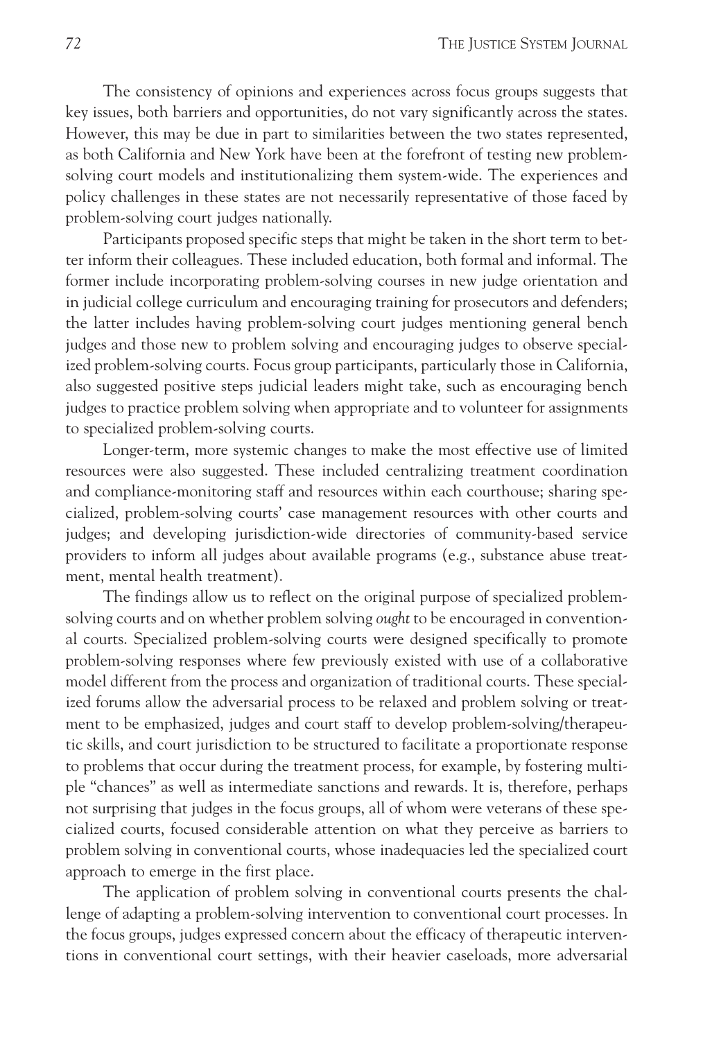The consistency of opinions and experiences across focus groups suggests that key issues, both barriers and opportunities, do not vary significantly across the states. However, this may be due in part to similarities between the two states represented, as both California and New York have been at the forefront of testing new problem-solving court models and institutionalizing them system-wide. The experiences and policy challenges in these states are not necessarily representative of those faced by problem-solving court judges nationally.

Participants proposed specific steps that might be taken in the short term to better inform their colleagues. These included education, both formal and informal. The former include incorporating problem-solving courses in new judge orientation and in judicial college curriculum and encouraging training for prosecutors and defenders; the latter includes having problem-solving court judges mentioning general bench judges and those new to problem solving and encouraging judges to observe specialized problem-solving courts. Focus group participants, particularly those in California, also suggested positive steps judicial leaders might take, such as encouraging bench judges to practice problem solving when appropriate and to volunteer for assignments to specialized problem-solving courts.

Longer-term, more systemic changes to make the most effective use of limited resources were also suggested. These included centralizing treatment coordination and compliance-monitoring staff and resources within each courthouse; sharing specialized, problem-solving courts' case management resources with other courts and judges; and developing jurisdiction-wide directories of community-based service providers to inform all judges about available programs (e.g., substance abuse treatment, mental health treatment).

The findings allow us to reflect on the original purpose of specialized problem-solving courts and on whether problem solving *ought* to be encouraged in conventional courts. Specialized problem-solving courts were designed specifically to promote problem-solving responses where few previously existed with use of a collaborative model different from the process and organization of traditional courts. These specialized forums allow the adversarial process to be relaxed and problem solving or treatment to be emphasized, judges and court staff to develop problem-solving/therapeutic skills, and court jurisdiction to be structured to facilitate a proportionate response to problems that occur during the treatment process, for example, by fostering multiple "chances" as well as intermediate sanctions and rewards. It is, therefore, perhaps not surprising that judges in the focus groups, all of whom were veterans of these specialized courts, focused considerable attention on what they perceive as barriers to problem solving in conventional courts, whose inadequacies led the specialized court approach to emerge in the first place.

The application of problem solving in conventional courts presents the challenge of adapting a problem-solving intervention to conventional court processes. In the focus groups, judges expressed concern about the efficacy of therapeutic interventions in conventional court settings, with their heavier caseloads, more adversarial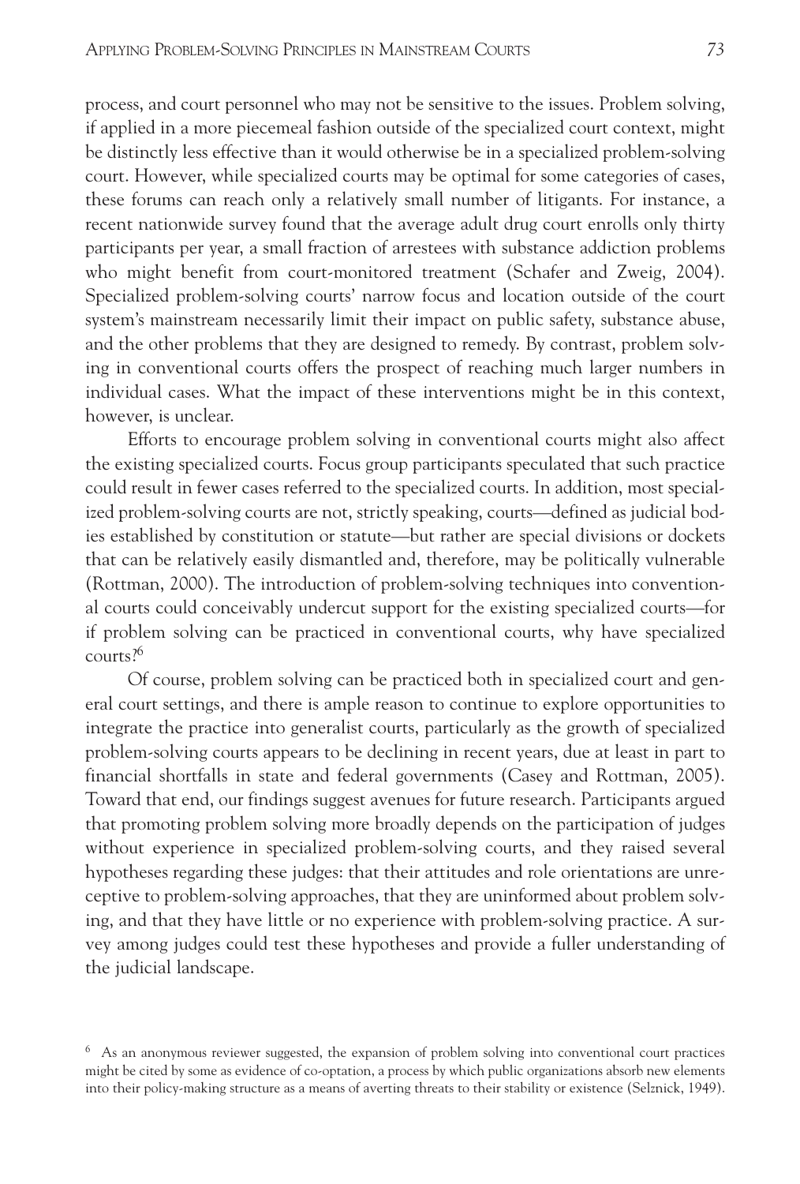process, and court personnel who may not be sensitive to the issues. Problem solving, if applied in a more piecemeal fashion outside of the specialized court context, might be distinctly less effective than it would otherwise be in a specialized problem-solving court. However, while specialized courts may be optimal for some categories of cases, these forums can reach only a relatively small number of litigants. For instance, a recent nationwide survey found that the average adult drug court enrolls only thirty participants per year, a small fraction of arrestees with substance addiction problems who might benefit from court-monitored treatment (Schafer and Zweig, 2004). Specialized problem-solving courts' narrow focus and location outside of the court system's mainstream necessarily limit their impact on public safety, substance abuse, and the other problems that they are designed to remedy. By contrast, problem solving in conventional courts offers the prospect of reaching much larger numbers in individual cases. What the impact of these interventions might be in this context, however, is unclear.

Efforts to encourage problem solving in conventional courts might also affect the existing specialized courts. Focus group participants speculated that such practice could result in fewer cases referred to the specialized courts. In addition, most specialized problem-solving courts are not, strictly speaking, courts—defined as judicial bodies established by constitution or statute—but rather are special divisions or dockets that can be relatively easily dismantled and, therefore, may be politically vulnerable (Rottman, 2000). The introduction of problem-solving techniques into conventional courts could conceivably undercut support for the existing specialized courts—for if problem solving can be practiced in conventional courts, why have specialized courts?[6]

Of course, problem solving can be practiced both in specialized court and general court settings, and there is ample reason to continue to explore opportunities to integrate the practice into generalist courts, particularly as the growth of specialized problem-solving courts appears to be declining in recent years, due at least in part to financial shortfalls in state and federal governments (Casey and Rottman, 2005). Toward that end, our findings suggest avenues for future research. Participants argued that promoting problem solving more broadly depends on the participation of judges without experience in specialized problem-solving courts, and they raised several hypotheses regarding these judges: that their attitudes and role orientations are unreceptive to problem-solving approaches, that they are uninformed about problem solving, and that they have little or no experience with problem-solving practice. A survey among judges could test these hypotheses and provide a fuller understanding of the judicial landscape.

[6] As an anonymous reviewer suggested, the expansion of problem solving into conventional court practices might be cited by some as evidence of co-optation, a process by which public organizations absorb new elements into their policy-making structure as a means of averting threats to their stability or existence (Selznick, 1949).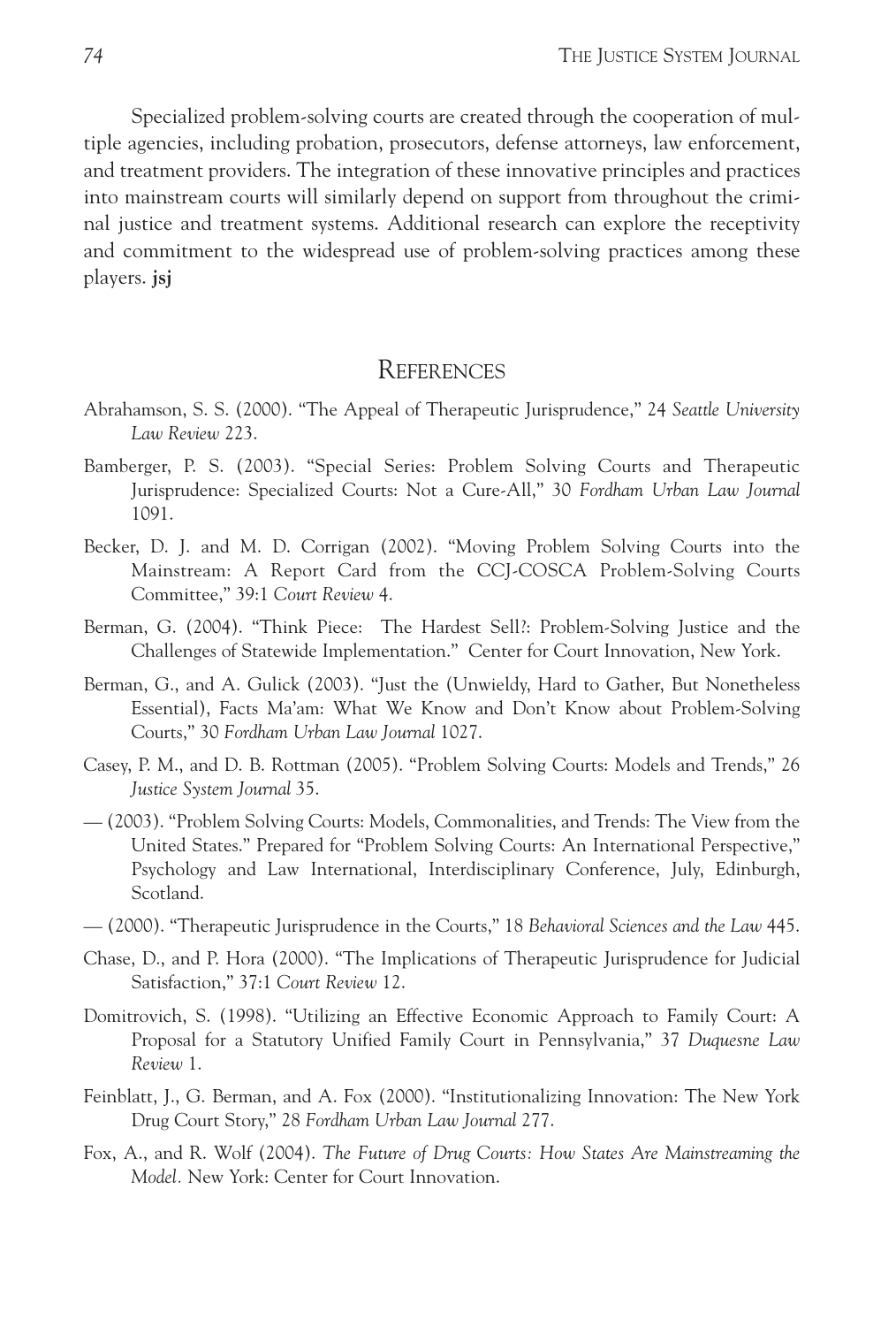Specialized problem-solving courts are created through the cooperation of multiple agencies, including probation, prosecutors, defense attorneys, law enforcement, and treatment providers. The integration of these innovative principles and practices into mainstream courts will similarly depend on support from throughout the criminal justice and treatment systems. Additional research can explore the receptivity and commitment to the widespread use of problem-solving practices among these players. **jsj**

## REFERENCES

Abrahamson, S. S. (2000). "The Appeal of Therapeutic Jurisprudence," 24 *Seattle University Law Review* 223.

Bamberger, P. S. (2003). "Special Series: Problem Solving Courts and Therapeutic Jurisprudence: Specialized Courts: Not a Cure-All," 30 *Fordham Urban Law Journal* 1091.

Becker, D. J. and M. D. Corrigan (2002). "Moving Problem Solving Courts into the Mainstream: A Report Card from the CCJ-COSCA Problem-Solving Courts Committee," 39:1 *Court Review* 4.

Berman, G. (2004). "Think Piece: The Hardest Sell?: Problem-Solving Justice and the Challenges of Statewide Implementation." Center for Court Innovation, New York.

Berman, G., and A. Gulick (2003). "Just the (Unwieldy, Hard to Gather, But Nonetheless Essential), Facts Ma'am: What We Know and Don't Know about Problem-Solving Courts," 30 *Fordham Urban Law Journal* 1027.

Casey, P. M., and D. B. Rottman (2005). "Problem Solving Courts: Models and Trends," 26 *Justice System Journal* 35.

— (2003). "Problem Solving Courts: Models, Commonalities, and Trends: The View from the United States." Prepared for "Problem Solving Courts: An International Perspective," Psychology and Law International, Interdisciplinary Conference, July, Edinburgh, Scotland.

— (2000). "Therapeutic Jurisprudence in the Courts," 18 *Behavioral Sciences and the Law* 445.

Chase, D., and P. Hora (2000). "The Implications of Therapeutic Jurisprudence for Judicial Satisfaction," 37:1 *Court Review* 12.

Domitrovich, S. (1998). "Utilizing an Effective Economic Approach to Family Court: A Proposal for a Statutory Unified Family Court in Pennsylvania," 37 *Duquesne Law Review* 1.

Feinblatt, J., G. Berman, and A. Fox (2000). "Institutionalizing Innovation: The New York Drug Court Story," 28 *Fordham Urban Law Journal* 277.

Fox, A., and R. Wolf (2004). *The Future of Drug Courts: How States Are Mainstreaming the Model.* New York: Center for Court Innovation.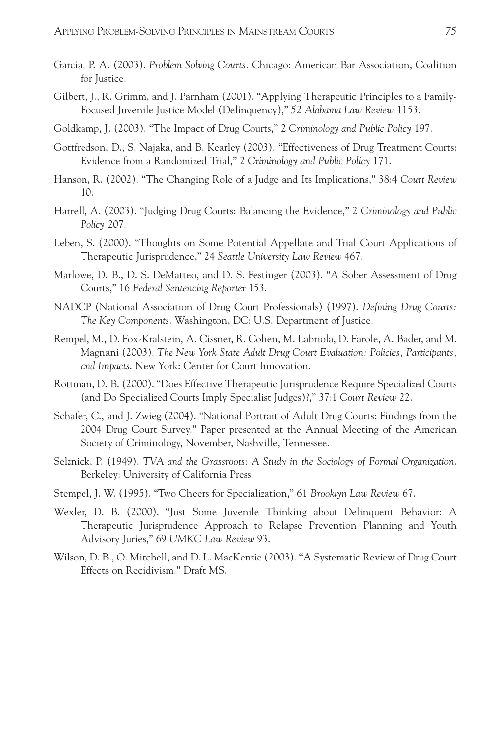Garcia, P. A. (2003). *Problem Solving Courts.* Chicago: American Bar Association, Coalition for Justice.

Gilbert, J., R. Grimm, and J. Parnham (2001). "Applying Therapeutic Principles to a Family-Focused Juvenile Justice Model (Delinquency)," 52 *Alabama Law Review* 1153.

Goldkamp, J. (2003). "The Impact of Drug Courts," 2 *Criminology and Public Policy* 197.

Gottfredson, D., S. Najaka, and B. Kearley (2003). "Effectiveness of Drug Treatment Courts: Evidence from a Randomized Trial," 2 *Criminology and Public Policy* 171.

Hanson, R. (2002). "The Changing Role of a Judge and Its Implications," 38:4 *Court Review* 10.

Harrell, A. (2003). "Judging Drug Courts: Balancing the Evidence," 2 *Criminology and Public Policy* 207.

Leben, S. (2000). "Thoughts on Some Potential Appellate and Trial Court Applications of Therapeutic Jurisprudence," 24 *Seattle University Law Review* 467.

Marlowe, D. B., D. S. DeMatteo, and D. S. Festinger (2003). "A Sober Assessment of Drug Courts," 16 *Federal Sentencing Reporter* 153.

NADCP (National Association of Drug Court Professionals) (1997). *Defining Drug Courts: The Key Components*. Washington, DC: U.S. Department of Justice.

Rempel, M., D. Fox-Kralstein, A. Cissner, R. Cohen, M. Labriola, D. Farole, A. Bader, and M. Magnani (2003). *The New York State Adult Drug Court Evaluation: Policies, Participants, and Impacts*. New York: Center for Court Innovation.

Rottman, D. B. (2000). "Does Effective Therapeutic Jurisprudence Require Specialized Courts (and Do Specialized Courts Imply Specialist Judges)?," 37:1 *Court Review* 22.

Schafer, C., and J. Zwieg (2004). "National Portrait of Adult Drug Courts: Findings from the 2004 Drug Court Survey." Paper presented at the Annual Meeting of the American Society of Criminology, November, Nashville, Tennessee.

Selznick, P. (1949). *TVA and the Grassroots: A Study in the Sociology of Formal Organization*. Berkeley: University of California Press.

Stempel, J. W. (1995). "Two Cheers for Specialization," 61 *Brooklyn Law Review* 67.

Wexler, D. B. (2000). "Just Some Juvenile Thinking about Delinquent Behavior: A Therapeutic Jurisprudence Approach to Relapse Prevention Planning and Youth Advisory Juries," 69 *UMKC Law Review* 93.

Wilson, D. B., O. Mitchell, and D. L. MacKenzie (2003). "A Systematic Review of Drug Court Effects on Recidivism." Draft MS.